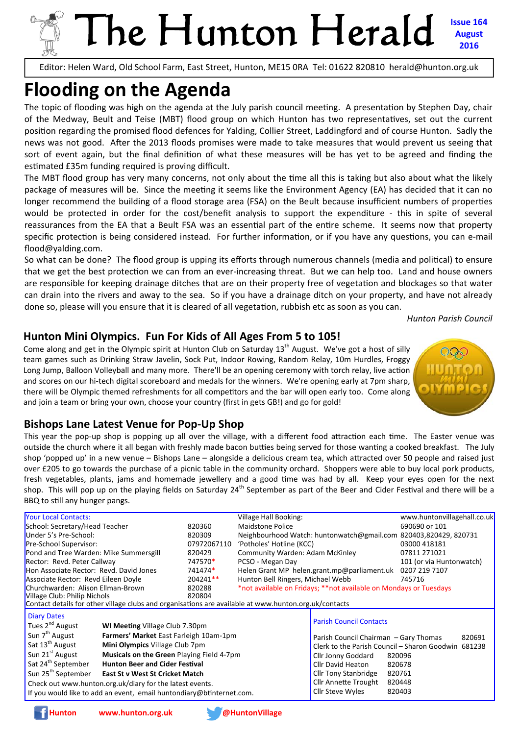# The Hunton Herald

**Issue 164 August 2016**

Editor: Helen Ward, Old School Farm, East Street, Hunton, ME15 0RA Tel: 01622 820810 herald@hunton.org.uk

# Flooding on the Agenda

The topic of flooding was high on the agenda at the July parish council meeting. A presentation by Stephen Day, chair of the Medway, Beult and Teise (MBT) flood group on which Hunton has two representatives, set out the current position regarding the promised flood defences for Yalding, Collier Street, Laddingford and of course Hunton. Sadly the news was not good. After the 2013 floods promises were made to take measures that would prevent us seeing that sort of event again, but the final definition of what these measures will be has yet to be agreed and finding the estimated £35m funding required is proving difficult.

The MBT flood group has very many concerns, not only about the time all this is taking but also about what the likely package of measures will be. Since the meeting it seems like the Environment Agency (EA) has decided that it can no longer recommend the building of a flood storage area (FSA) on the Beult because insufficient numbers of properties would be protected in order for the cost/benefit analysis to support the expenditure - this in spite of several reassurances from the EA that a Beult FSA was an essential part of the entire scheme. It seems now that property specific protection is being considered instead. For further information, or if you have any questions, you can e-mail flood@yalding.com.

So what can be done? The flood group is upping its efforts through numerous channels (media and political) to ensure that we get the best protection we can from an ever-increasing threat. But we can help too. Land and house owners are responsible for keeping drainage ditches that are on their property free of vegetation and blockages so that water can drain into the rivers and away to the sea. So if you have a drainage ditch on your property, and have not already done so, please will you ensure that it is cleared of all vegetation, rubbish etc as soon as you can.

*Hunton Parish Council*

## Hunton Mini Olympics. Fun For Kids of All Ages From 5 to 105!

Come along and get in the Olympic spirit at Hunton Club on Saturday 13th August. We've got a host of silly team games such as Drinking Straw Javelin, Sock Put, Indoor Rowing, Random Relay, 10m Hurdles, Froggy Long Jump, Balloon Volleyball and many more. There'll be an opening ceremony with torch relay, live action and scores on our hi-tech digital scoreboard and medals for the winners. We're opening early at 7pm sharp, there will be Olympic themed refreshments for all competitors and the bar will open early too. Come along and join a team or bring your own, choose your country (first in gets GB!) and go for gold!

## Bishops Lane Latest Venue for Pop-Up Shop

This year the pop-up shop is popping up all over the village, with a different food attraction each time. The Easter venue was outside the church where it all began with freshly made bacon butties being served for those wanting a cooked breakfast. The July shop 'popped up' in a new venue – Bishops Lane – alongside a delicious cream tea, which attracted over 50 people and raised just over £205 to go towards the purchase of a picnic table in the community orchard. Shoppers were able to buy local pork products, fresh vegetables, plants, jams and homemade jewellery and a good time was had by all. Keep your eyes open for the next shop. This will pop up on the playing fields on Saturday 24th September as part of the Beer and Cider Festival and there will be a BBQ to still any hunger pangs.

| Your Local Contacts: | | | |
|---|---|---|---|
| School: Secretary/Head Teacher | 820360 | Village Hall Booking: | www.huntonvillagehall.co.uk |
| Under 5's Pre-School: | 820309 | Maidstone Police | 690690 or 101 |
| Pre-School Supervisor: | 07972067110 | Neighbourhood Watch: huntonwatch@gmail.com | 820403,820429, 820731 |
| Pond and Tree Warden: Mike Summersgill | 820429 | 'Potholes' Hotline (KCC) | 03000 418181 |
| Rector: Revd. Peter Callway | 747570* | Community Warden: Adam McKinley | 07811 271021 |
| Hon Associate Rector: Revd. David Jones | 741474* | PCSO - Megan Day | 101 (or via Huntonwatch) |
| Associate Rector: Revd Eileen Doyle | 204241** | Helen Grant MP helen.grant.mp@parliament.uk | 0207 219 7107 |
| Churchwarden: Alison Ellman-Brown | 820288 | Hunton Bell Ringers, Michael Webb | 745716 |
| Village Club: Philip Nichols | 820804 | *not available on Fridays; **not available on Mondays or Tuesdays | |

Contact details for other village clubs and organisations are available at www.hunton.org.uk/contacts

**Diary Dates**

| Date | Event |
|---|---|
| Tues 2nd August | **WI Meeting** Village Club 7.30pm |
| Sun 7th August | **Farmers' Market** East Farleigh 10am-1pm |
| Sat 13th August | **Mini Olympics** Village Club 7pm |
| Sun 21st August | **Musicals on the Green** Playing Field 4-7pm |
| Sat 24th September | **Hunton Beer and Cider Festival** |
| Sun 25th September | **East St v West St Cricket Match** |

Check out www.hunton.org.uk/diary for the latest events.
If you would like to add an event, email huntondiary@btinternet.com.

**Parish Council Contacts**

| | |
|---|---|
| Parish Council Chairman – Gary Thomas | 820691 |
| Clerk to the Parish Council – Sharon Goodwin | 681238 |
| Cllr Jonny Goddard | 820096 |
| Cllr David Heaton | 820678 |
| Cllr Tony Stanbridge | 820761 |
| Cllr Annette Trought | 820448 |
| Cllr Steve Wyles | 820403 |

Hunton www.hunton.org.uk @HuntonVillage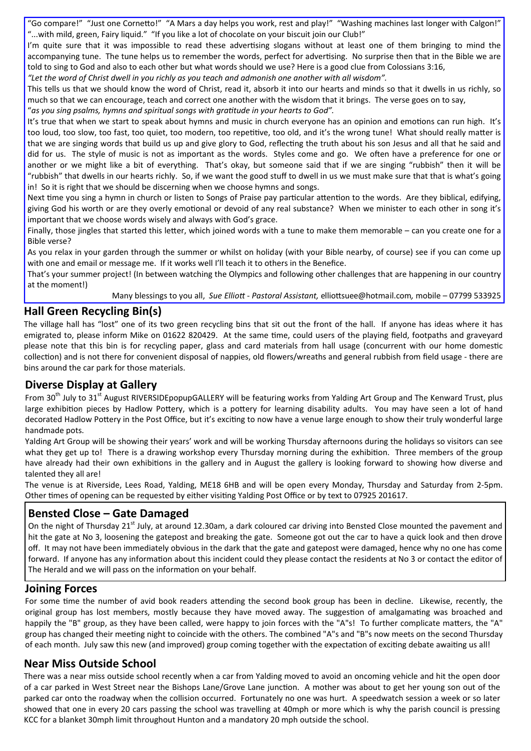"Go compare!" "Just one Cornetto!" "A Mars a day helps you work, rest and play!" "Washing machines last longer with Calgon!" "...with mild, green, Fairy liquid." "If you like a lot of chocolate on your biscuit join our Club!"

I'm quite sure that it was impossible to read these advertising slogans without at least one of them bringing to mind the accompanying tune. The tune helps us to remember the words, perfect for advertising. No surprise then that in the Bible we are told to sing to God and also to each other but what words should we use? Here is a good clue from Colossians 3:16,

*"Let the word of Christ dwell in you richly as you teach and admonish one another with all wisdom".*

This tells us that we should know the word of Christ, read it, absorb it into our hearts and minds so that it dwells in us richly, so much so that we can encourage, teach and correct one another with the wisdom that it brings. The verse goes on to say,

"*as you sing psalms, hymns and spiritual songs with gratitude in your hearts to God".*

It's true that when we start to speak about hymns and music in church everyone has an opinion and emotions can run high. It's too loud, too slow, too fast, too quiet, too modern, too repetitive, too old, and it's the wrong tune! What should really matter is that we are singing words that build us up and give glory to God, reflecting the truth about his son Jesus and all that he said and did for us. The style of music is not as important as the words. Styles come and go. We often have a preference for one or another or we might like a bit of everything. That's okay, but someone said that if we are singing "rubbish" then it will be "rubbish" that dwells in our hearts richly. So, if we want the good stuff to dwell in us we must make sure that that is what's going in! So it is right that we should be discerning when we choose hymns and songs.

Next time you sing a hymn in church or listen to Songs of Praise pay particular attention to the words. Are they biblical, edifying, giving God his worth or are they overly emotional or devoid of any real substance? When we minister to each other in song it's important that we choose words wisely and always with God's grace.

Finally, those jingles that started this letter, which joined words with a tune to make them memorable – can you create one for a Bible verse?

As you relax in your garden through the summer or whilst on holiday (with your Bible nearby, of course) see if you can come up with one and email or message me. If it works well I'll teach it to others in the Benefice.

That's your summer project! (In between watching the Olympics and following other challenges that are happening in our country at the moment!)

Many blessings to you all, *Sue Elliott - Pastoral Assistant,* elliottsuee@hotmail.com*,* mobile – 07799 533925

## Hall Green Recycling Bin(s)

The village hall has "lost" one of its two green recycling bins that sit out the front of the hall. If anyone has ideas where it has emigrated to, please inform Mike on 01622 820429. At the same time, could users of the playing field, footpaths and graveyard please note that this bin is for recycling paper, glass and card materials from hall usage (concurrent with our home domestic collection) and is not there for convenient disposal of nappies, old flowers/wreaths and general rubbish from field usage - there are bins around the car park for those materials.

## Diverse Display at Gallery

From 30th July to 31st August RIVERSIDEpopupGALLERY will be featuring works from Yalding Art Group and The Kenward Trust, plus large exhibition pieces by Hadlow Pottery, which is a pottery for learning disability adults. You may have seen a lot of hand decorated Hadlow Pottery in the Post Office, but it's exciting to now have a venue large enough to show their truly wonderful large handmade pots.

Yalding Art Group will be showing their years' work and will be working Thursday afternoons during the holidays so visitors can see what they get up to! There is a drawing workshop every Thursday morning during the exhibition. Three members of the group have already had their own exhibitions in the gallery and in August the gallery is looking forward to showing how diverse and talented they all are!

The venue is at Riverside, Lees Road, Yalding, ME18 6HB and will be open every Monday, Thursday and Saturday from 2-5pm. Other times of opening can be requested by either visiting Yalding Post Office or by text to 07925 201617.

## Bensted Close – Gate Damaged

On the night of Thursday 21st July, at around 12.30am, a dark coloured car driving into Bensted Close mounted the pavement and hit the gate at No 3, loosening the gatepost and breaking the gate. Someone got out the car to have a quick look and then drove off. It may not have been immediately obvious in the dark that the gate and gatepost were damaged, hence why no one has come forward. If anyone has any information about this incident could they please contact the residents at No 3 or contact the editor of The Herald and we will pass on the information on your behalf.

## Joining Forces

For some time the number of avid book readers attending the second book group has been in decline. Likewise, recently, the original group has lost members, mostly because they have moved away. The suggestion of amalgamating was broached and happily the "B" group, as they have been called, were happy to join forces with the "A"s! To further complicate matters, the "A" group has changed their meeting night to coincide with the others. The combined "A"s and "B"s now meets on the second Thursday of each month. July saw this new (and improved) group coming together with the expectation of exciting debate awaiting us all!

## Near Miss Outside School

There was a near miss outside school recently when a car from Yalding moved to avoid an oncoming vehicle and hit the open door of a car parked in West Street near the Bishops Lane/Grove Lane junction. A mother was about to get her young son out of the parked car onto the roadway when the collision occurred. Fortunately no one was hurt. A speedwatch session a week or so later showed that one in every 20 cars passing the school was travelling at 40mph or more which is why the parish council is pressing KCC for a blanket 30mph limit throughout Hunton and a mandatory 20 mph outside the school.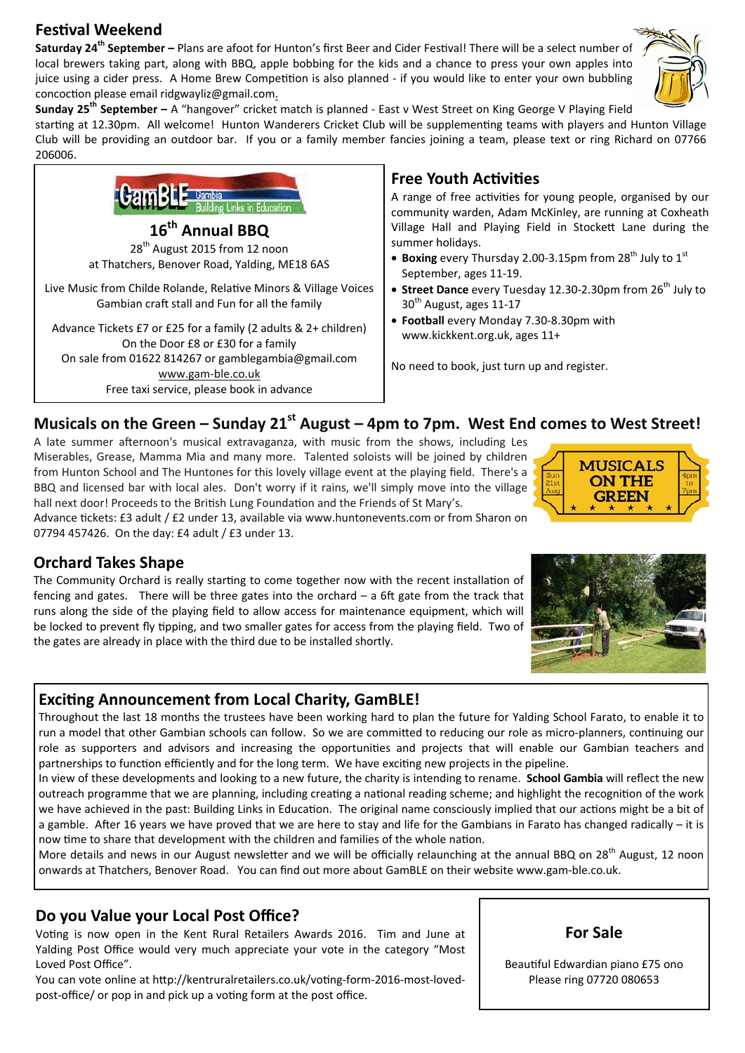## Festival Weekend

**Saturday 24th September –** Plans are afoot for Hunton's first Beer and Cider Festival! There will be a select number of local brewers taking part, along with BBQ, apple bobbing for the kids and a chance to press your own apples into juice using a cider press. A Home Brew Competition is also planned - if you would like to enter your own bubbling concoction please email ridgwayliz@gmail.com.

**Sunday 25th September –** A "hangover" cricket match is planned - East v West Street on King George V Playing Field starting at 12.30pm. All welcome! Hunton Wanderers Cricket Club will be supplementing teams with players and Hunton Village Club will be providing an outdoor bar. If you or a family member fancies joining a team, please text or ring Richard on 07766 206006.

GamBLE Gambia Building Links in Education

### 16th Annual BBQ

28th August 2015 from 12 noon
at Thatchers, Benover Road, Yalding, ME18 6AS

Live Music from Childe Rolande, Relative Minors & Village Voices
Gambian craft stall and Fun for all the family

Advance Tickets £7 or £25 for a family (2 adults & 2+ children)
On the Door £8 or £30 for a family
On sale from 01622 814267 or gamblegambia@gmail.com
www.gam-ble.co.uk
Free taxi service, please book in advance

## Free Youth Activities

A range of free activities for young people, organised by our community warden, Adam McKinley, are running at Coxheath Village Hall and Playing Field in Stockett Lane during the summer holidays.

- **Boxing** every Thursday 2.00-3.15pm from 28th July to 1st September, ages 11-19.
- **Street Dance** every Tuesday 12.30-2.30pm from 26th July to 30th August, ages 11-17
- **Football** every Monday 7.30-8.30pm with www.kickkent.org.uk, ages 11+

No need to book, just turn up and register.

## Musicals on the Green – Sunday 21st August – 4pm to 7pm. West End comes to West Street!

A late summer afternoon's musical extravaganza, with music from the shows, including Les Miserables, Grease, Mamma Mia and many more. Talented soloists will be joined by children from Hunton School and The Huntones for this lovely village event at the playing field. There's a BBQ and licensed bar with local ales. Don't worry if it rains, we'll simply move into the village hall next door! Proceeds to the British Lung Foundation and the Friends of St Mary's.

Advance tickets: £3 adult / £2 under 13, available via www.huntonevents.com or from Sharon on 07794 457426. On the day: £4 adult / £3 under 13.

## Orchard Takes Shape

The Community Orchard is really starting to come together now with the recent installation of fencing and gates. There will be three gates into the orchard – a 6ft gate from the track that runs along the side of the playing field to allow access for maintenance equipment, which will be locked to prevent fly tipping, and two smaller gates for access from the playing field. Two of the gates are already in place with the third due to be installed shortly.

## Exciting Announcement from Local Charity, GamBLE!

Throughout the last 18 months the trustees have been working hard to plan the future for Yalding School Farato, to enable it to run a model that other Gambian schools can follow. So we are committed to reducing our role as micro-planners, continuing our role as supporters and advisors and increasing the opportunities and projects that will enable our Gambian teachers and partnerships to function efficiently and for the long term. We have exciting new projects in the pipeline.

In view of these developments and looking to a new future, the charity is intending to rename. **School Gambia** will reflect the new outreach programme that we are planning, including creating a national reading scheme; and highlight the recognition of the work we have achieved in the past: Building Links in Education. The original name consciously implied that our actions might be a bit of a gamble. After 16 years we have proved that we are here to stay and life for the Gambians in Farato has changed radically – it is now time to share that development with the children and families of the whole nation.

More details and news in our August newsletter and we will be officially relaunching at the annual BBQ on 28th August, 12 noon onwards at Thatchers, Benover Road. You can find out more about GamBLE on their website www.gam-ble.co.uk.

## Do you Value your Local Post Office?

Voting is now open in the Kent Rural Retailers Awards 2016. Tim and June at Yalding Post Office would very much appreciate your vote in the category "Most Loved Post Office".

You can vote online at http://kentruralretailers.co.uk/voting-form-2016-most-loved-post-office/ or pop in and pick up a voting form at the post office.

### For Sale

Beautiful Edwardian piano £75 ono
Please ring 07720 080653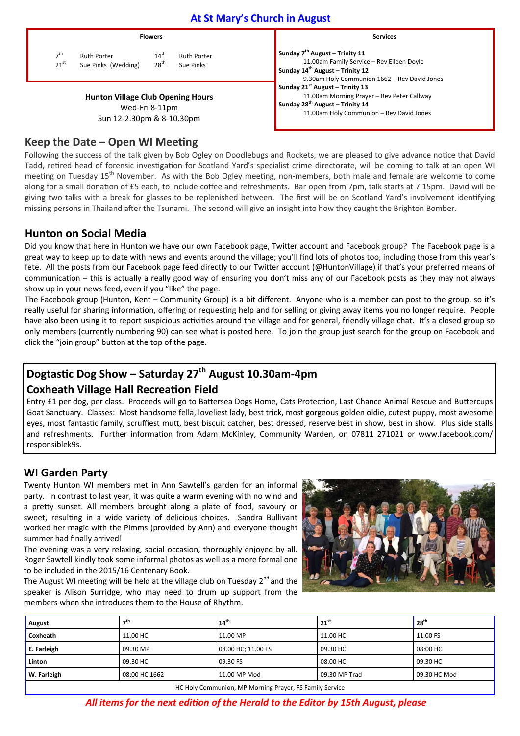## At St Mary's Church in August

| Flowers | | | |
|---|---|---|---|
| 7th | Ruth Porter | 14th | Ruth Porter |
| 21st | Sue Pinks (Wedding) | 28th | Sue Pinks |

**Services**

**Sunday 7th August – Trinity 11**
11.00am Family Service – Rev Eileen Doyle

**Sunday 14th August – Trinity 12**
9.30am Holy Communion 1662 – Rev David Jones

**Sunday 21st August – Trinity 13**
11.00am Morning Prayer – Rev Peter Callway

**Sunday 28th August – Trinity 14**
11.00am Holy Communion – Rev David Jones

**Hunton Village Club Opening Hours**
Wed-Fri 8-11pm
Sun 12-2.30pm & 8-10.30pm

## Keep the Date – Open WI Meeting

Following the success of the talk given by Bob Ogley on Doodlebugs and Rockets, we are pleased to give advance notice that David Tadd, retired head of forensic investigation for Scotland Yard's specialist crime directorate, will be coming to talk at an open WI meeting on Tuesday 15th November. As with the Bob Ogley meeting, non-members, both male and female are welcome to come along for a small donation of £5 each, to include coffee and refreshments. Bar open from 7pm, talk starts at 7.15pm. David will be giving two talks with a break for glasses to be replenished between. The first will be on Scotland Yard's involvement identifying missing persons in Thailand after the Tsunami. The second will give an insight into how they caught the Brighton Bomber.

## Hunton on Social Media

Did you know that here in Hunton we have our own Facebook page, Twitter account and Facebook group? The Facebook page is a great way to keep up to date with news and events around the village; you'll find lots of photos too, including those from this year's fete. All the posts from our Facebook page feed directly to our Twitter account (@HuntonVillage) if that's your preferred means of communication – this is actually a really good way of ensuring you don't miss any of our Facebook posts as they may not always show up in your news feed, even if you "like" the page.

The Facebook group (Hunton, Kent – Community Group) is a bit different. Anyone who is a member can post to the group, so it's really useful for sharing information, offering or requesting help and for selling or giving away items you no longer require. People have also been using it to report suspicious activities around the village and for general, friendly village chat. It's a closed group so only members (currently numbering 90) can see what is posted here. To join the group just search for the group on Facebook and click the "join group" button at the top of the page.

## Dogtastic Dog Show – Saturday 27th August 10.30am-4pm
## Coxheath Village Hall Recreation Field

Entry £1 per dog, per class. Proceeds will go to Battersea Dogs Home, Cats Protection, Last Chance Animal Rescue and Buttercups Goat Sanctuary. Classes: Most handsome fella, loveliest lady, best trick, most gorgeous golden oldie, cutest puppy, most awesome eyes, most fantastic family, scruffiest mutt, best biscuit catcher, best dressed, reserve best in show, best in show. Plus side stalls and refreshments. Further information from Adam McKinley, Community Warden, on 07811 271021 or www.facebook.com/responsiblek9s.

## WI Garden Party

Twenty Hunton WI members met in Ann Sawtell's garden for an informal party. In contrast to last year, it was quite a warm evening with no wind and a pretty sunset. All members brought along a plate of food, savoury or sweet, resulting in a wide variety of delicious choices. Sandra Bullivant worked her magic with the Pimms (provided by Ann) and everyone thought summer had finally arrived!

The evening was a very relaxing, social occasion, thoroughly enjoyed by all. Roger Sawtell kindly took some informal photos as well as a more formal one to be included in the 2015/16 Centenary Book.

The August WI meeting will be held at the village club on Tuesday 2nd and the speaker is Alison Surridge, who may need to drum up support from the members when she introduces them to the House of Rhythm.

| August | 7th | 14th | 21st | 28th |
|---|---|---|---|---|
| Coxheath | 11.00 HC | 11.00 MP | 11.00 HC | 11.00 FS |
| E. Farleigh | 09.30 MP | 08.00 HC; 11.00 FS | 09.30 HC | 08:00 HC |
| Linton | 09.30 HC | 09.30 FS | 08.00 HC | 09.30 HC |
| W. Farleigh | 08:00 HC 1662 | 11.00 MP Mod | 09.30 MP Trad | 09.30 HC Mod |

HC Holy Communion, MP Morning Prayer, FS Family Service

***All items for the next edition of the Herald to the Editor by 15th August, please***